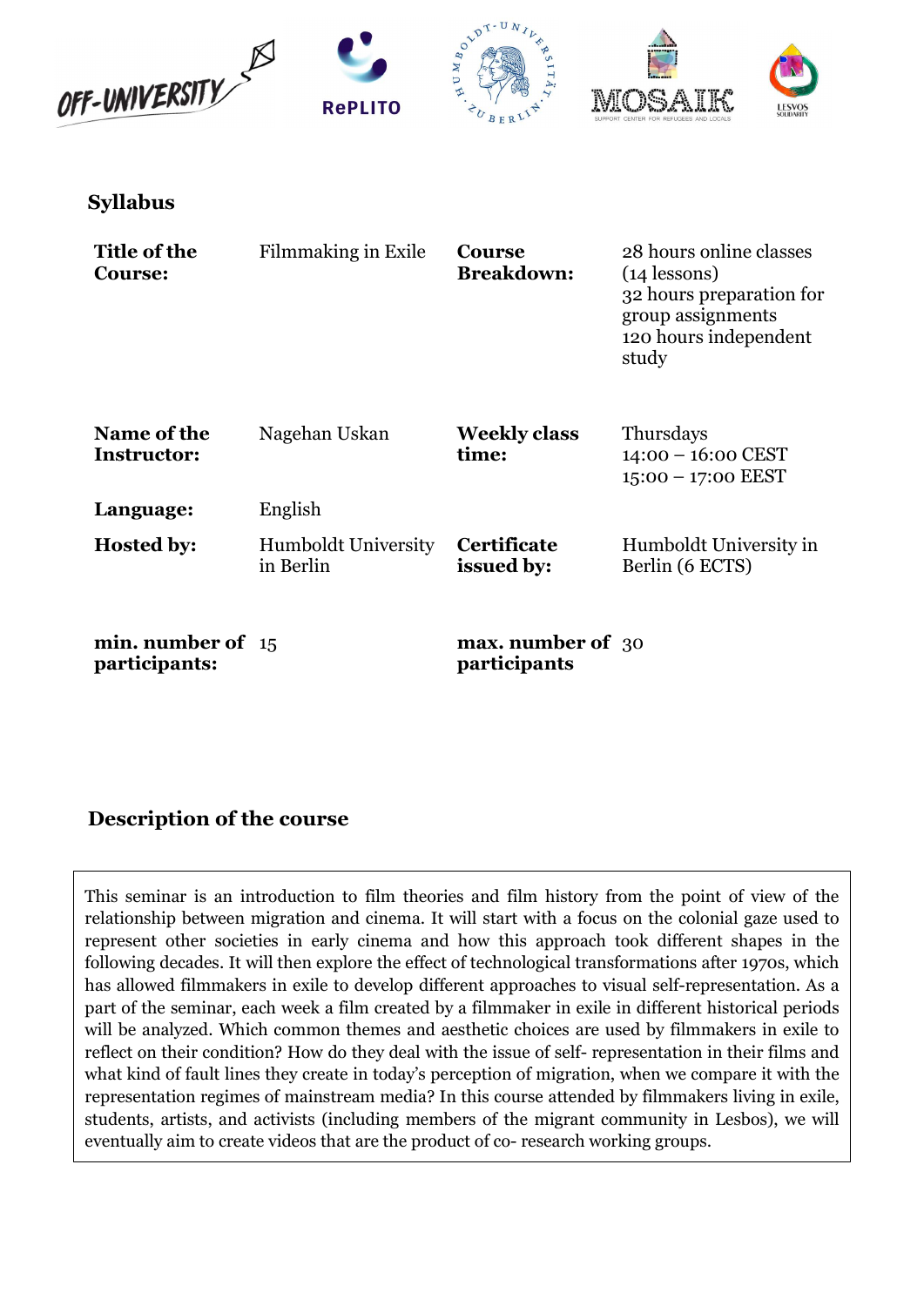## Syllabus

| | | | |
|---|---|---|---|
| **Title of the Course:** | Filmmaking in Exile | **Course Breakdown:** | 28 hours online classes (14 lessons)<br>32 hours preparation for group assignments<br>120 hours independent study |
| **Name of the Instructor:** | Nagehan Uskan | **Weekly class time:** | Thursdays<br>14:00 – 16:00 CEST<br>15:00 – 17:00 EEST |
| **Language:** | English | | |
| **Hosted by:** | Humboldt University in Berlin | **Certificate issued by:** | Humboldt University in Berlin (6 ECTS) |
| **min. number of participants:** | 15 | **max. number of participants** | 30 |

## Description of the course

This seminar is an introduction to film theories and film history from the point of view of the relationship between migration and cinema. It will start with a focus on the colonial gaze used to represent other societies in early cinema and how this approach took different shapes in the following decades. It will then explore the effect of technological transformations after 1970s, which has allowed filmmakers in exile to develop different approaches to visual self-representation. As a part of the seminar, each week a film created by a filmmaker in exile in different historical periods will be analyzed. Which common themes and aesthetic choices are used by filmmakers in exile to reflect on their condition? How do they deal with the issue of self- representation in their films and what kind of fault lines they create in today's perception of migration, when we compare it with the representation regimes of mainstream media? In this course attended by filmmakers living in exile, students, artists, and activists (including members of the migrant community in Lesbos), we will eventually aim to create videos that are the product of co- research working groups.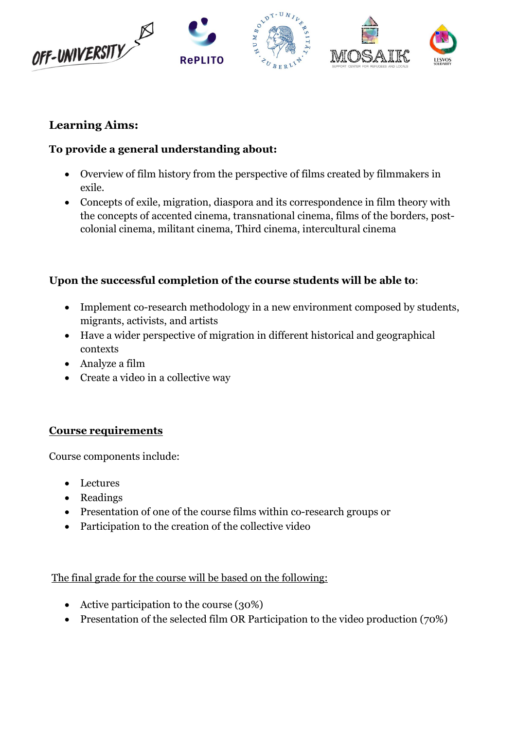**Learning Aims:**

**To provide a general understanding about:**

- Overview of film history from the perspective of films created by filmmakers in exile.
- Concepts of exile, migration, diaspora and its correspondence in film theory with the concepts of accented cinema, transnational cinema, films of the borders, post-colonial cinema, militant cinema, Third cinema, intercultural cinema

**Upon the successful completion of the course students will be able to**:

- Implement co-research methodology in a new environment composed by students, migrants, activists, and artists
- Have a wider perspective of migration in different historical and geographical contexts
- Analyze a film
- Create a video in a collective way

**Course requirements**

Course components include:

- Lectures
- Readings
- Presentation of one of the course films within co-research groups or
- Participation to the creation of the collective video

The final grade for the course will be based on the following:

- Active participation to the course (30%)
- Presentation of the selected film OR Participation to the video production (70%)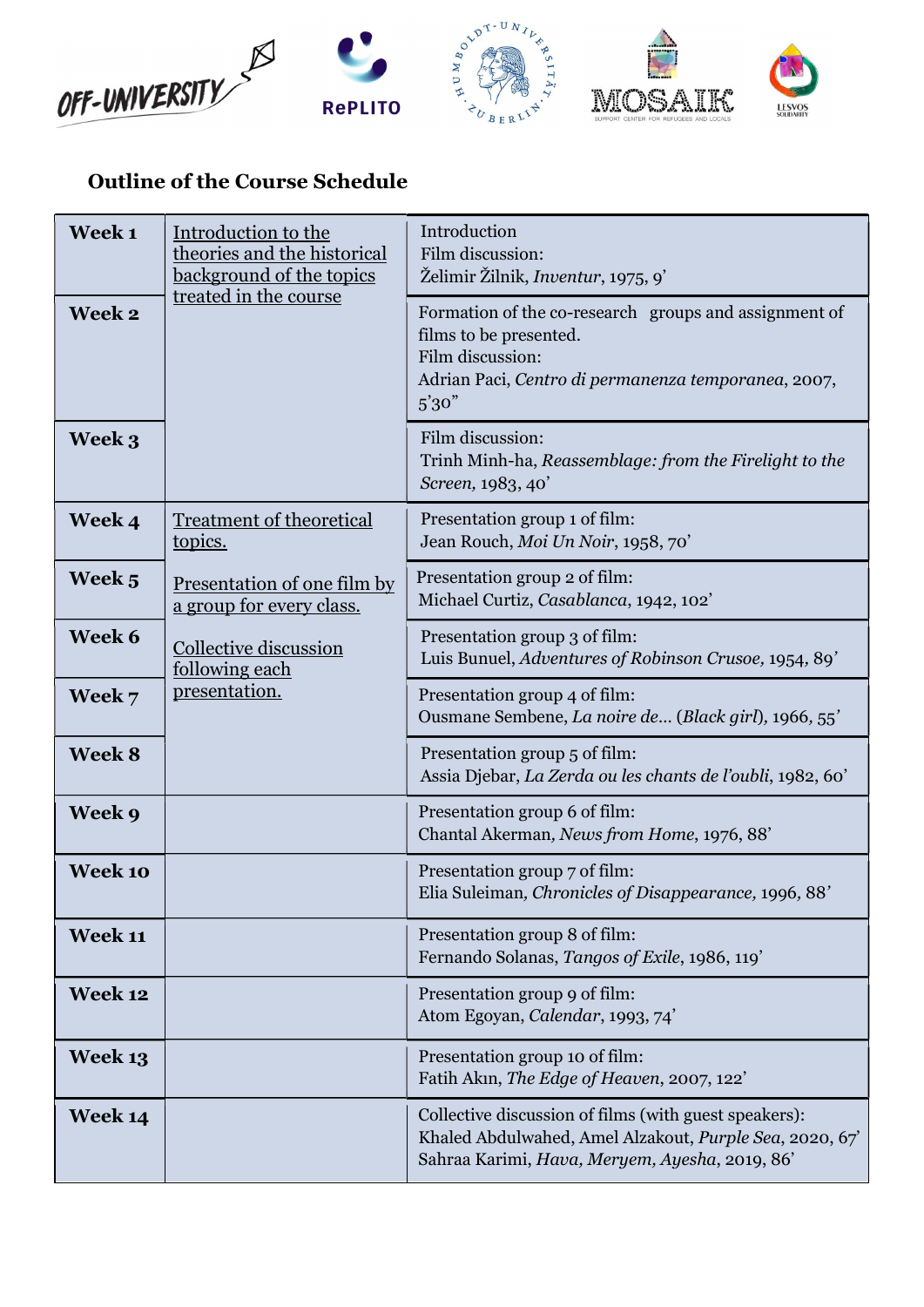## Outline of the Course Schedule

| | | |
|---|---|---|
| **Week 1** | Introduction to the theories and the historical background of the topics treated in the course | Introduction<br>Film discussion:<br>Želimir Žilnik, *Inventur*, 1975, 9' |
| **Week 2** | | Formation of the co-research groups and assignment of films to be presented.<br>Film discussion:<br>Adrian Paci, *Centro di permanenza temporanea*, 2007, 5'30" |
| **Week 3** | | Film discussion:<br>Trinh Minh-ha, *Reassemblage: from the Firelight to the Screen*, 1983, 40' |
| **Week 4** | Treatment of theoretical topics.<br><br>Presentation of one film by a group for every class.<br><br>Collective discussion following each presentation. | Presentation group 1 of film:<br>Jean Rouch, *Moi Un Noir*, 1958, 70' |
| **Week 5** | | Presentation group 2 of film:<br>Michael Curtiz, *Casablanca*, 1942, 102' |
| **Week 6** | | Presentation group 3 of film:<br>Luis Bunuel, *Adventures of Robinson Crusoe*, 1954, 89' |
| **Week 7** | | Presentation group 4 of film:<br>Ousmane Sembene, *La noire de...* (*Black girl*), 1966, 55' |
| **Week 8** | | Presentation group 5 of film:<br>Assia Djebar, *La Zerda ou les chants de l'oubli*, 1982, 60' |
| **Week 9** | | Presentation group 6 of film:<br>Chantal Akerman, *News from Home*, 1976, 88' |
| **Week 10** | | Presentation group 7 of film:<br>Elia Suleiman, *Chronicles of Disappearance*, 1996, 88' |
| **Week 11** | | Presentation group 8 of film:<br>Fernando Solanas, *Tangos of Exile*, 1986, 119' |
| **Week 12** | | Presentation group 9 of film:<br>Atom Egoyan, *Calendar*, 1993, 74' |
| **Week 13** | | Presentation group 10 of film:<br>Fatih Akın, *The Edge of Heaven*, 2007, 122' |
| **Week 14** | | Collective discussion of films (with guest speakers):<br>Khaled Abdulwahed, Amel Alzakout, *Purple Sea*, 2020, 67'<br>Sahraa Karimi, *Hava, Meryem, Ayesha*, 2019, 86' |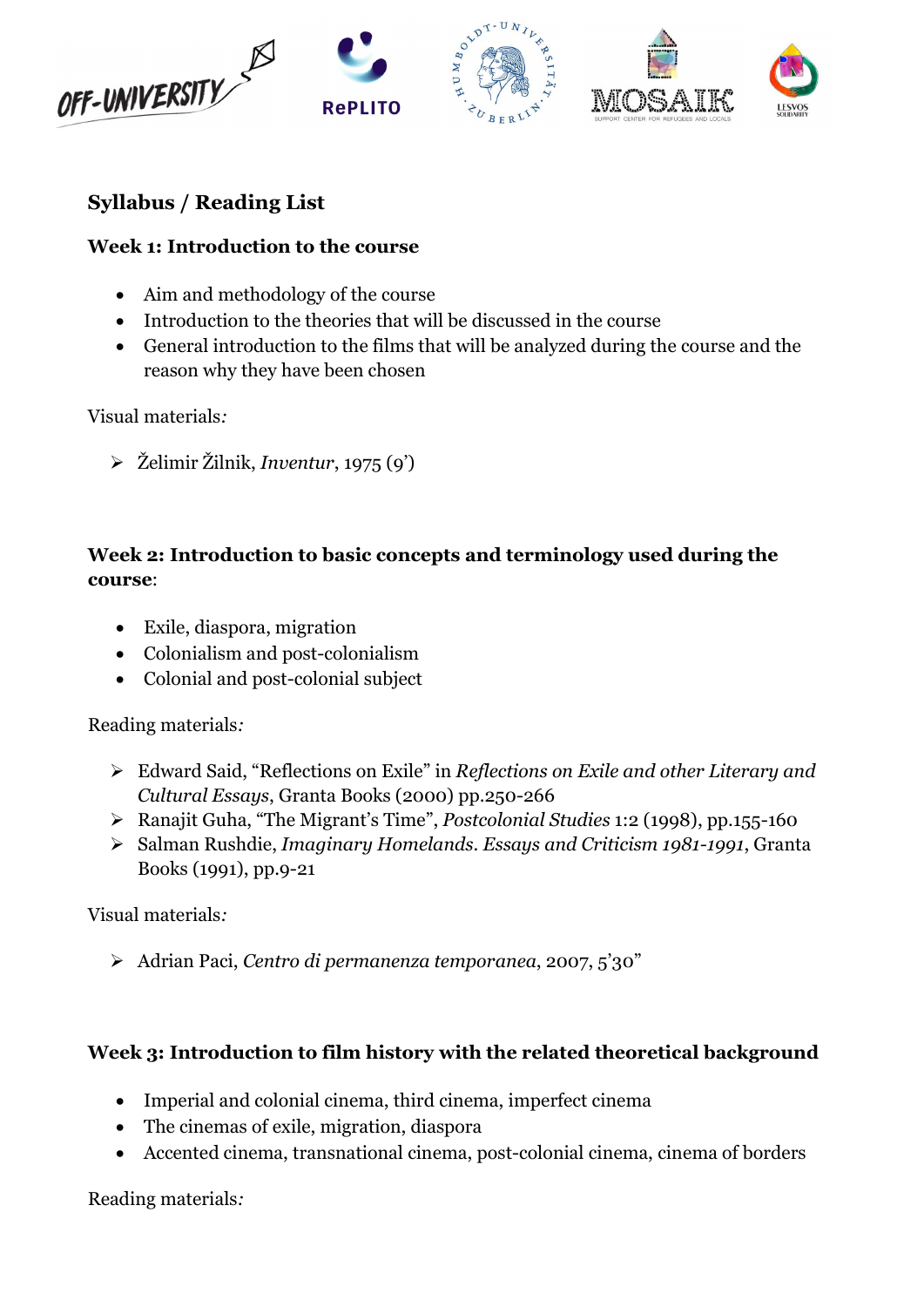## Syllabus / Reading List

### Week 1: Introduction to the course

- Aim and methodology of the course
- Introduction to the theories that will be discussed in the course
- General introduction to the films that will be analyzed during the course and the reason why they have been chosen

Visual materials*:*

- Želimir Žilnik, *Inventur*, 1975 (9')

### Week 2: Introduction to basic concepts and terminology used during the course:

- Exile, diaspora, migration
- Colonialism and post-colonialism
- Colonial and post-colonial subject

Reading materials*:*

- Edward Said, "Reflections on Exile" in *Reflections on Exile and other Literary and Cultural Essays*, Granta Books (2000) pp.250-266
- Ranajit Guha, "The Migrant's Time", *Postcolonial Studies* 1:2 (1998), pp.155-160
- Salman Rushdie, *Imaginary Homelands. Essays and Criticism 1981-1991*, Granta Books (1991), pp.9-21

Visual materials*:*

- Adrian Paci, *Centro di permanenza temporanea*, 2007, 5'30"

### Week 3: Introduction to film history with the related theoretical background

- Imperial and colonial cinema, third cinema, imperfect cinema
- The cinemas of exile, migration, diaspora
- Accented cinema, transnational cinema, post-colonial cinema, cinema of borders

Reading materials*:*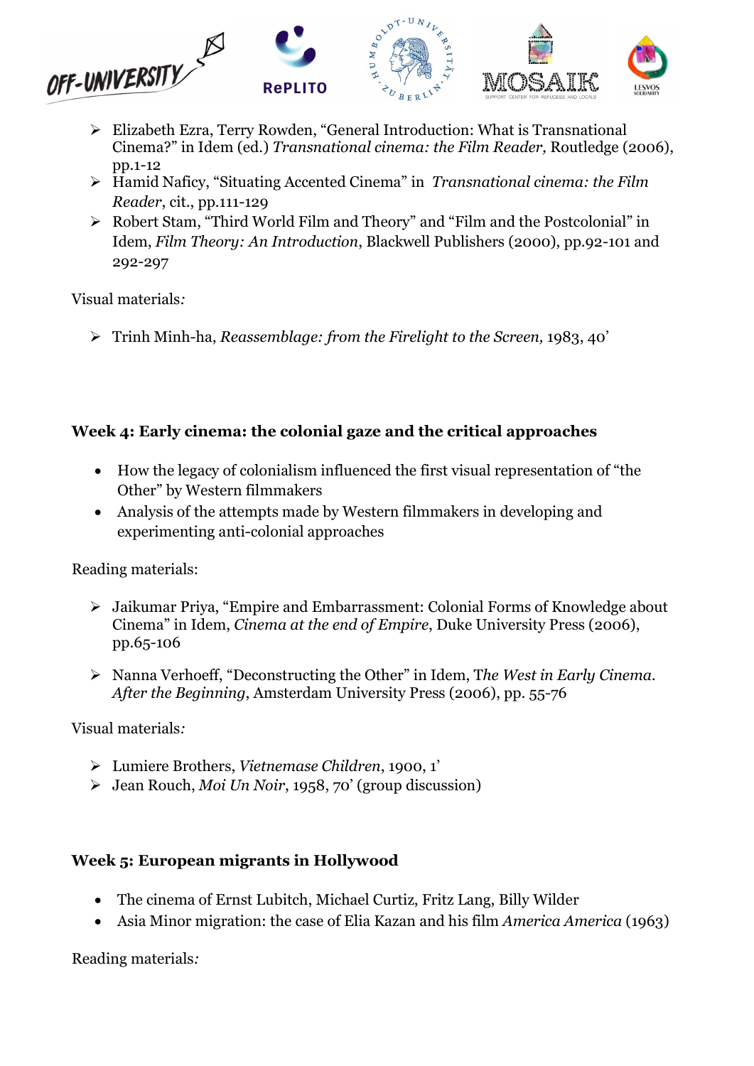- Elizabeth Ezra, Terry Rowden, "General Introduction: What is Transnational Cinema?" in Idem (ed.) *Transnational cinema: the Film Reader,* Routledge (2006), pp.1-12
- Hamid Naficy, "Situating Accented Cinema" in *Transnational cinema: the Film Reader*, cit., pp.111-129
- Robert Stam, "Third World Film and Theory" and "Film and the Postcolonial" in Idem, *Film Theory: An Introduction*, Blackwell Publishers (2000), pp.92-101 and 292-297

Visual materials*:*

- Trinh Minh-ha, *Reassemblage: from the Firelight to the Screen,* 1983, 40'

### Week 4: Early cinema: the colonial gaze and the critical approaches

- How the legacy of colonialism influenced the first visual representation of "the Other" by Western filmmakers
- Analysis of the attempts made by Western filmmakers in developing and experimenting anti-colonial approaches

Reading materials:

- Jaikumar Priya, "Empire and Embarrassment: Colonial Forms of Knowledge about Cinema" in Idem, *Cinema at the end of Empire*, Duke University Press (2006), pp.65-106
- Nanna Verhoeff, "Deconstructing the Other" in Idem, T*he West in Early Cinema. After the Beginning*, Amsterdam University Press (2006), pp. 55-76

Visual materials*:*

- Lumiere Brothers, *Vietnemase Children*, 1900, 1'
- Jean Rouch, *Moi Un Noir*, 1958, 70' (group discussion)

### Week 5: European migrants in Hollywood

- The cinema of Ernst Lubitch, Michael Curtiz, Fritz Lang, Billy Wilder
- Asia Minor migration: the case of Elia Kazan and his film *America America* (1963)

Reading materials*:*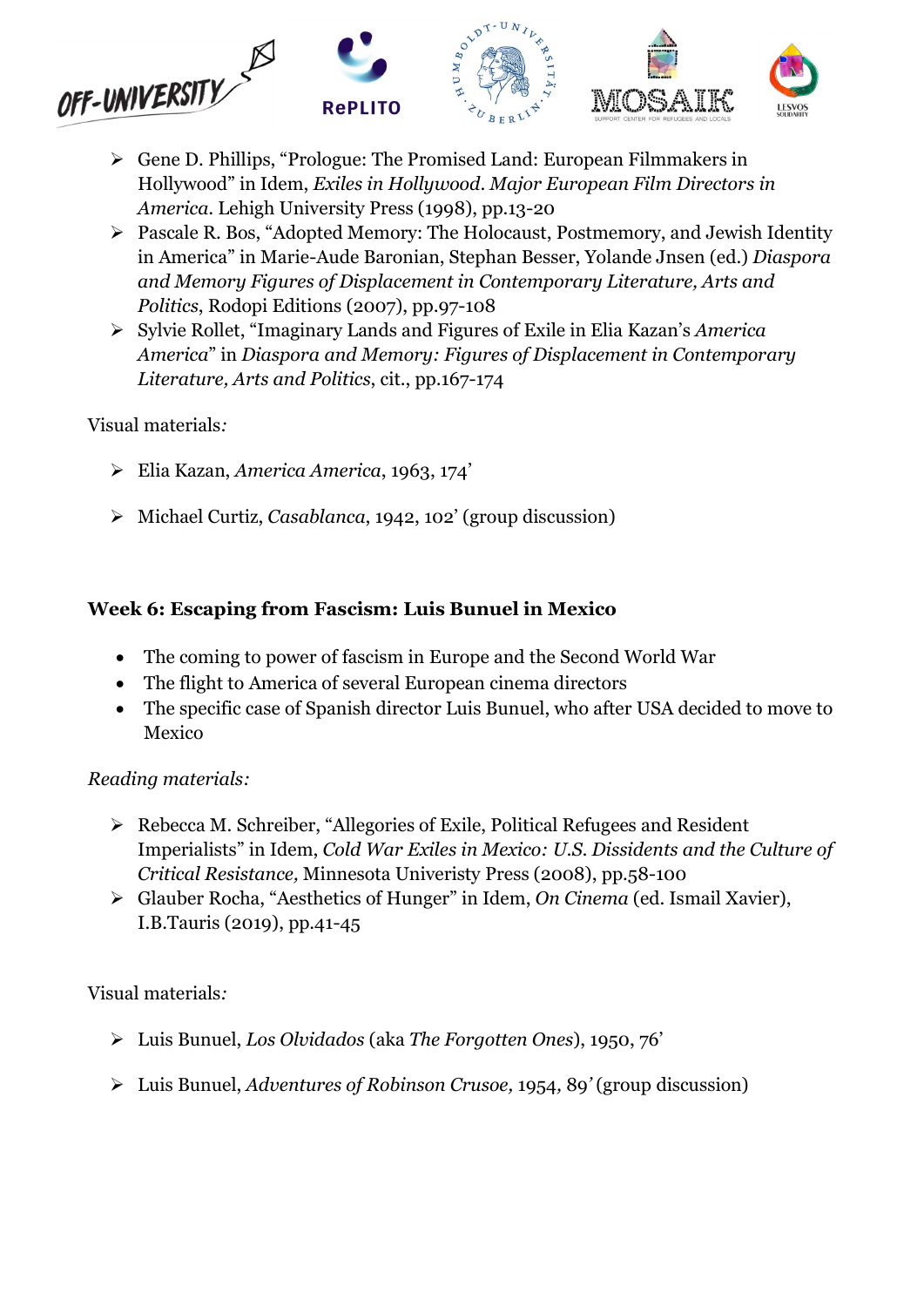- Gene D. Phillips, “Prologue: The Promised Land: European Filmmakers in Hollywood” in Idem, *Exiles in Hollywood. Major European Film Directors in America*. Lehigh University Press (1998), pp.13-20
- Pascale R. Bos, “Adopted Memory: The Holocaust, Postmemory, and Jewish Identity in America” in Marie-Aude Baronian, Stephan Besser, Yolande Jnsen (ed.) *Diaspora and Memory Figures of Displacement in Contemporary Literature, Arts and Politics*, Rodopi Editions (2007), pp.97-108
- Sylvie Rollet, “Imaginary Lands and Figures of Exile in Elia Kazan’s *America America*” in *Diaspora and Memory: Figures of Displacement in Contemporary Literature, Arts and Politics*, cit., pp.167-174

Visual materials*:*

- Elia Kazan, *America America*, 1963, 174’
- Michael Curtiz, *Casablanca*, 1942, 102’ (group discussion)

**Week 6: Escaping from Fascism: Luis Bunuel in Mexico**

- The coming to power of fascism in Europe and the Second World War
- The flight to America of several European cinema directors
- The specific case of Spanish director Luis Bunuel, who after USA decided to move to Mexico

*Reading materials:*

- Rebecca M. Schreiber, “Allegories of Exile, Political Refugees and Resident Imperialists” in Idem, *Cold War Exiles in Mexico: U.S. Dissidents and the Culture of Critical Resistance,* Minnesota Univeristy Press (2008), pp.58-100
- Glauber Rocha, “Aesthetics of Hunger” in Idem, *On Cinema* (ed. Ismail Xavier), I.B.Tauris (2019), pp.41-45

Visual materials*:*

- Luis Bunuel, *Los Olvidados* (aka *The Forgotten Ones*), 1950, 76’
- Luis Bunuel, *Adventures of Robinson Crusoe,* 1954, 89*’* (group discussion)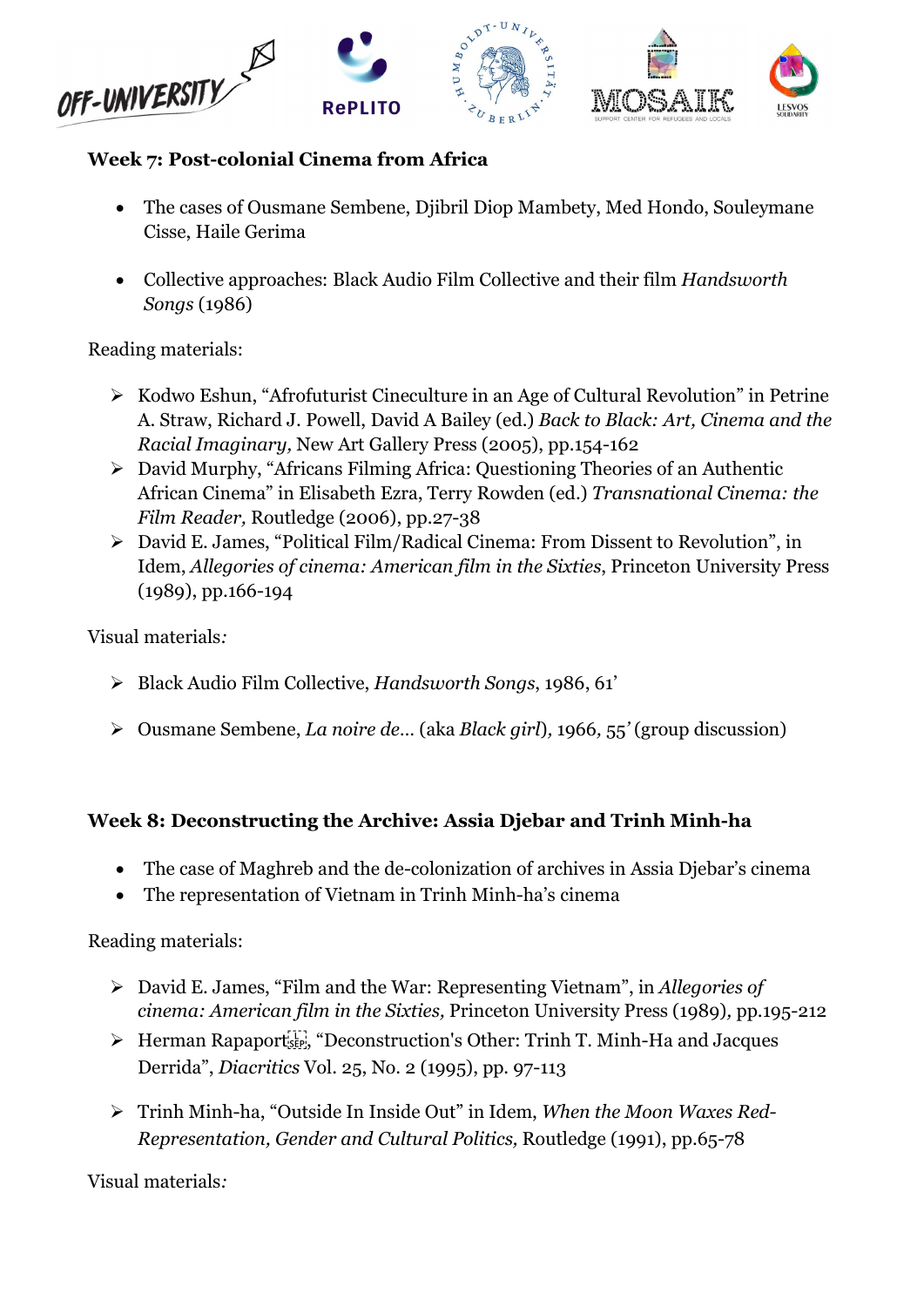**Week 7: Post-colonial Cinema from Africa**

- The cases of Ousmane Sembene, Djibril Diop Mambety, Med Hondo, Souleymane Cisse, Haile Gerima
- Collective approaches: Black Audio Film Collective and their film *Handsworth Songs* (1986)

Reading materials:

- Kodwo Eshun, "Afrofuturist Cineculture in an Age of Cultural Revolution" in Petrine A. Straw, Richard J. Powell, David A Bailey (ed.) *Back to Black: Art, Cinema and the Racial Imaginary,* New Art Gallery Press (2005), pp.154-162
- David Murphy, "Africans Filming Africa: Questioning Theories of an Authentic African Cinema" in Elisabeth Ezra, Terry Rowden (ed.) *Transnational Cinema: the Film Reader,* Routledge (2006), pp.27-38
- David E. James, "Political Film/Radical Cinema: From Dissent to Revolution", in Idem, *Allegories of cinema: American film in the Sixties*, Princeton University Press (1989), pp.166-194

Visual materials*:*

- Black Audio Film Collective, *Handsworth Songs*, 1986, 61'
- Ousmane Sembene, *La noire de…* (aka *Black girl*)*,* 1966*,* 55*'* (group discussion)

**Week 8: Deconstructing the Archive: Assia Djebar and Trinh Minh-ha**

- The case of Maghreb and the de-colonization of archives in Assia Djebar's cinema
- The representation of Vietnam in Trinh Minh-ha's cinema

Reading materials:

- David E. James, "Film and the War: Representing Vietnam", in *Allegories of cinema: American film in the Sixties,* Princeton University Press (1989)*,* pp.195-212
- Herman Rapaport, "Deconstruction's Other: Trinh T. Minh-Ha and Jacques Derrida", *Diacritics* Vol. 25, No. 2 (1995), pp. 97-113
- Trinh Minh-ha, "Outside In Inside Out" in Idem, *When the Moon Waxes Red- Representation, Gender and Cultural Politics,* Routledge (1991), pp.65-78

Visual materials*:*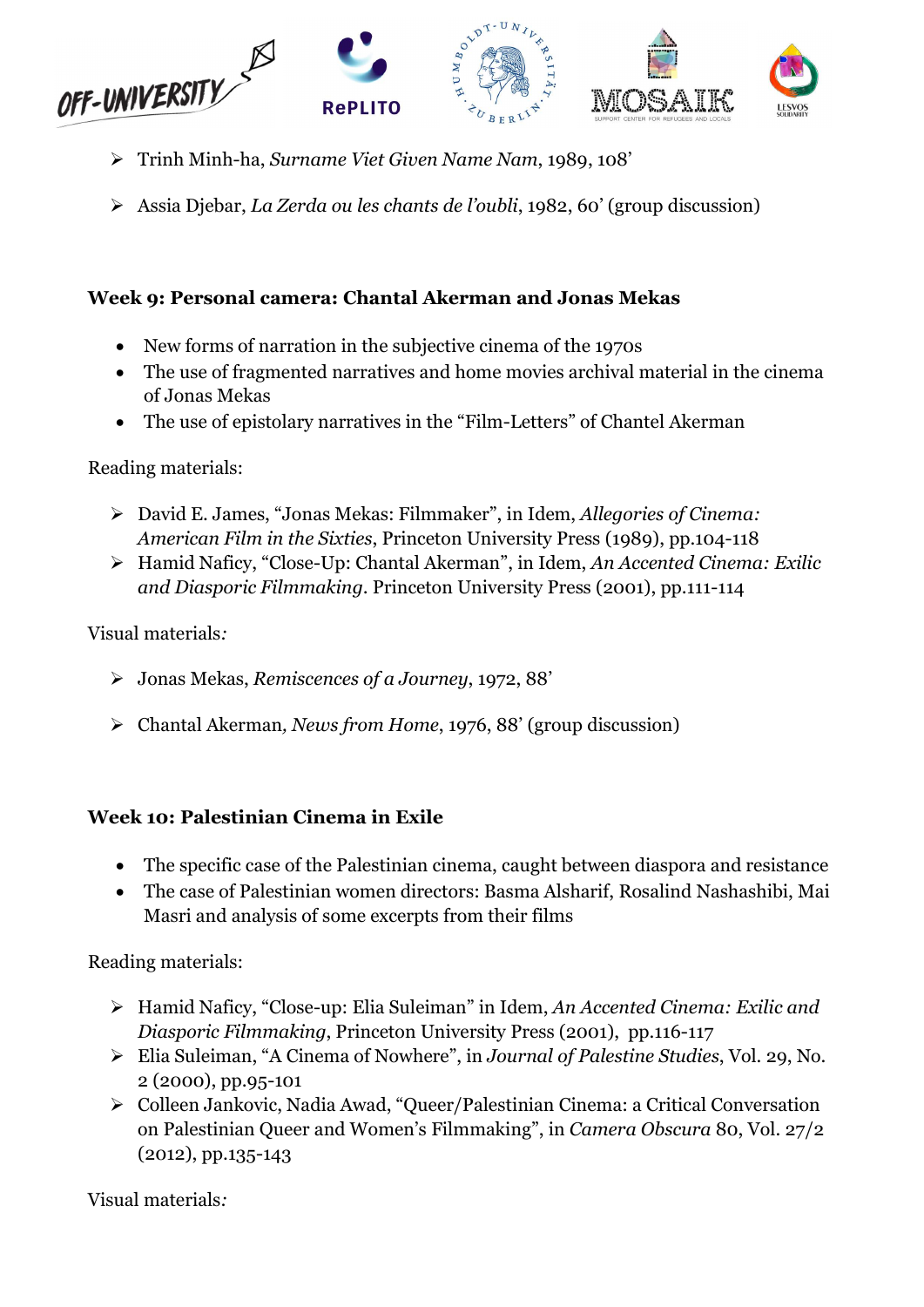- Trinh Minh-ha, *Surname Viet Given Name Nam*, 1989, 108'
- Assia Djebar, *La Zerda ou les chants de l'oubli*, 1982, 60' (group discussion)

**Week 9: Personal camera: Chantal Akerman and Jonas Mekas**

- New forms of narration in the subjective cinema of the 1970s
- The use of fragmented narratives and home movies archival material in the cinema of Jonas Mekas
- The use of epistolary narratives in the "Film-Letters" of Chantel Akerman

Reading materials:

- David E. James, "Jonas Mekas: Filmmaker", in Idem, *Allegories of Cinema: American Film in the Sixties*, Princeton University Press (1989), pp.104-118
- Hamid Naficy, "Close-Up: Chantal Akerman", in Idem, *An Accented Cinema: Exilic and Diasporic Filmmaking*. Princeton University Press (2001), pp.111-114

Visual materials*:*

- Jonas Mekas, *Remiscences of a Journey*, 1972, 88'
- Chantal Akerman, *News from Home*, 1976, 88' (group discussion)

**Week 10: Palestinian Cinema in Exile**

- The specific case of the Palestinian cinema, caught between diaspora and resistance
- The case of Palestinian women directors: Basma Alsharif, Rosalind Nashashibi, Mai Masri and analysis of some excerpts from their films

Reading materials:

- Hamid Naficy, "Close-up: Elia Suleiman" in Idem, *An Accented Cinema: Exilic and Diasporic Filmmaking*, Princeton University Press (2001), pp.116-117
- Elia Suleiman, "A Cinema of Nowhere", in *Journal of Palestine Studies*, Vol. 29, No. 2 (2000), pp.95-101
- Colleen Jankovic, Nadia Awad, "Queer/Palestinian Cinema: a Critical Conversation on Palestinian Queer and Women's Filmmaking", in *Camera Obscura* 80, Vol. 27/2 (2012), pp.135-143

Visual materials*:*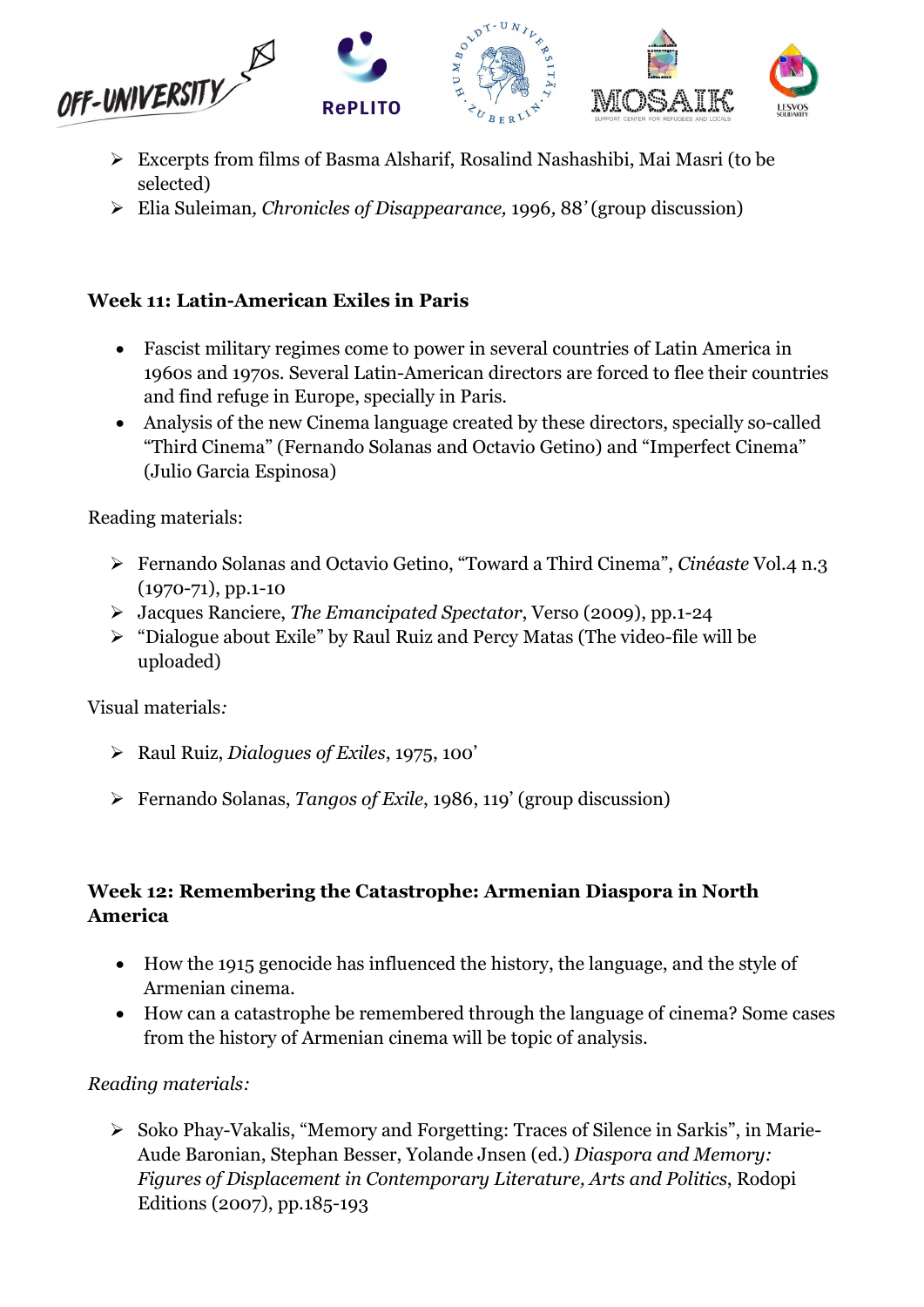- Excerpts from films of Basma Alsharif, Rosalind Nashashibi, Mai Masri (to be selected)
- Elia Suleiman*, Chronicles of Disappearance,* 1996*,* 88*'* (group discussion)

### Week 11: Latin-American Exiles in Paris

- Fascist military regimes come to power in several countries of Latin America in 1960s and 1970s. Several Latin-American directors are forced to flee their countries and find refuge in Europe, specially in Paris.
- Analysis of the new Cinema language created by these directors, specially so-called "Third Cinema" (Fernando Solanas and Octavio Getino) and "Imperfect Cinema" (Julio Garcia Espinosa)

Reading materials:

- Fernando Solanas and Octavio Getino, "Toward a Third Cinema", *Cinéaste* Vol.4 n.3 (1970-71), pp.1-10
- Jacques Ranciere, *The Emancipated Spectator*, Verso (2009), pp.1-24
- "Dialogue about Exile" by Raul Ruiz and Percy Matas (The video-file will be uploaded)

Visual materials*:*

- Raul Ruiz, *Dialogues of Exiles*, 1975, 100'
- Fernando Solanas, *Tangos of Exile*, 1986, 119' (group discussion)

### Week 12: Remembering the Catastrophe: Armenian Diaspora in North America

- How the 1915 genocide has influenced the history, the language, and the style of Armenian cinema.
- How can a catastrophe be remembered through the language of cinema? Some cases from the history of Armenian cinema will be topic of analysis.

*Reading materials:*

- Soko Phay-Vakalis, "Memory and Forgetting: Traces of Silence in Sarkis", in Marie-Aude Baronian, Stephan Besser, Yolande Jnsen (ed.) *Diaspora and Memory: Figures of Displacement in Contemporary Literature, Arts and Politics*, Rodopi Editions (2007), pp.185-193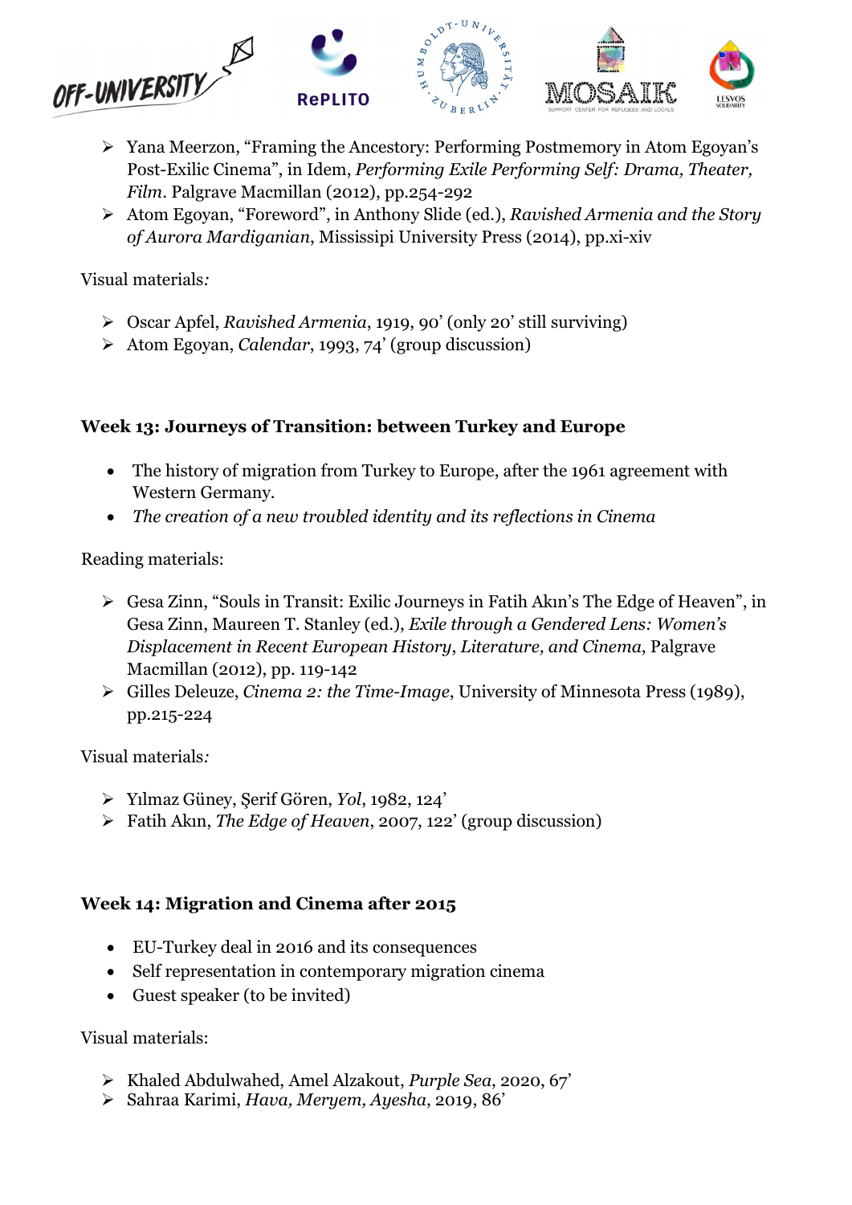- Yana Meerzon, “Framing the Ancestory: Performing Postmemory in Atom Egoyan’s Post-Exilic Cinema”, in Idem, *Performing Exile Performing Self: Drama, Theater, Film*. Palgrave Macmillan (2012), pp.254-292
- Atom Egoyan, “Foreword”, in Anthony Slide (ed.), *Ravished Armenia and the Story of Aurora Mardiganian*, Missisipi University Press (2014), pp.xi-xiv

Visual materials*:*

- Oscar Apfel, *Ravished Armenia*, 1919, 90’ (only 20’ still surviving)
- Atom Egoyan, *Calendar*, 1993, 74’ (group discussion)

**Week 13: Journeys of Transition: between Turkey and Europe**

- The history of migration from Turkey to Europe, after the 1961 agreement with Western Germany.
- *The creation of a new troubled identity and its reflections in Cinema*

Reading materials:

- Gesa Zinn, “Souls in Transit: Exilic Journeys in Fatih Akın’s The Edge of Heaven”, in Gesa Zinn, Maureen T. Stanley (ed.), *Exile through a Gendered Lens: Women’s Displacement in Recent European History, Literature, and Cinema*, Palgrave Macmillan (2012), pp. 119-142
- Gilles Deleuze, *Cinema 2: the Time-Image*, University of Minnesota Press (1989), pp.215-224

Visual materials*:*

- Yılmaz Güney, Şerif Gören, *Yol*, 1982, 124’
- Fatih Akın, *The Edge of Heaven*, 2007, 122’ (group discussion)

**Week 14: Migration and Cinema after 2015**

- EU-Turkey deal in 2016 and its consequences
- Self representation in contemporary migration cinema
- Guest speaker (to be invited)

Visual materials:

- Khaled Abdulwahed, Amel Alzakout, *Purple Sea*, 2020, 67’
- Sahraa Karimi, *Hava, Meryem, Ayesha*, 2019, 86’